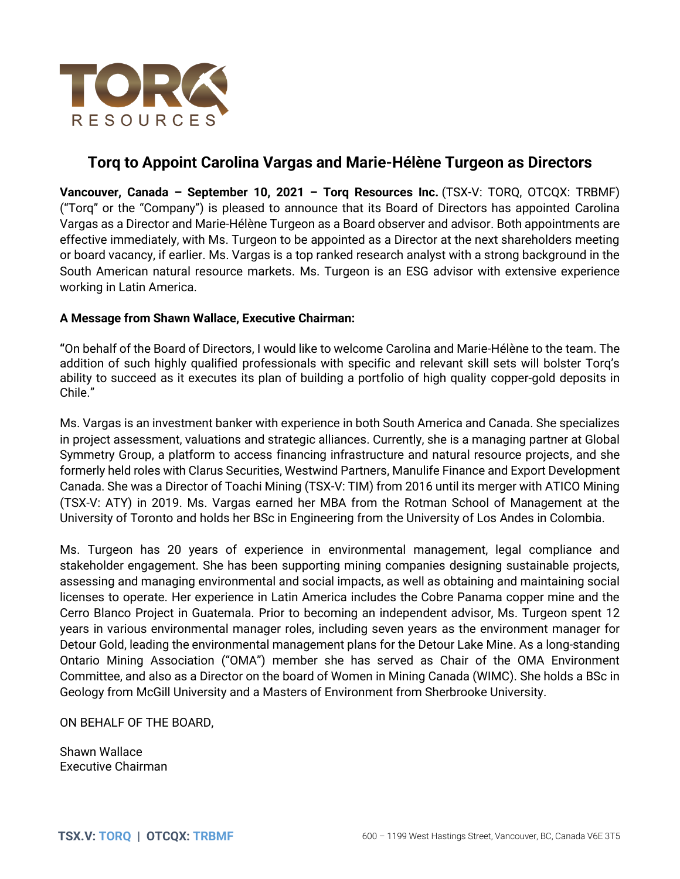TORQ RESOURCES

# Torq to Appoint Carolina Vargas and Marie-Hélène Turgeon as Directors

**Vancouver, Canada – September 10, 2021 – Torq Resources Inc.** (TSX-V: TORQ, OTCQX: TRBMF) ("Torq" or the "Company") is pleased to announce that its Board of Directors has appointed Carolina Vargas as a Director and Marie-Hélène Turgeon as a Board observer and advisor. Both appointments are effective immediately, with Ms. Turgeon to be appointed as a Director at the next shareholders meeting or board vacancy, if earlier. Ms. Vargas is a top ranked research analyst with a strong background in the South American natural resource markets. Ms. Turgeon is an ESG advisor with extensive experience working in Latin America.

**A Message from Shawn Wallace, Executive Chairman:**

**"**On behalf of the Board of Directors, I would like to welcome Carolina and Marie-Hélène to the team. The addition of such highly qualified professionals with specific and relevant skill sets will bolster Torq's ability to succeed as it executes its plan of building a portfolio of high quality copper-gold deposits in Chile."

Ms. Vargas is an investment banker with experience in both South America and Canada. She specializes in project assessment, valuations and strategic alliances. Currently, she is a managing partner at Global Symmetry Group, a platform to access financing infrastructure and natural resource projects, and she formerly held roles with Clarus Securities, Westwind Partners, Manulife Finance and Export Development Canada. She was a Director of Toachi Mining (TSX-V: TIM) from 2016 until its merger with ATICO Mining (TSX-V: ATY) in 2019. Ms. Vargas earned her MBA from the Rotman School of Management at the University of Toronto and holds her BSc in Engineering from the University of Los Andes in Colombia.

Ms. Turgeon has 20 years of experience in environmental management, legal compliance and stakeholder engagement. She has been supporting mining companies designing sustainable projects, assessing and managing environmental and social impacts, as well as obtaining and maintaining social licenses to operate. Her experience in Latin America includes the Cobre Panama copper mine and the Cerro Blanco Project in Guatemala. Prior to becoming an independent advisor, Ms. Turgeon spent 12 years in various environmental manager roles, including seven years as the environment manager for Detour Gold, leading the environmental management plans for the Detour Lake Mine. As a long-standing Ontario Mining Association ("OMA") member she has served as Chair of the OMA Environment Committee, and also as a Director on the board of Women in Mining Canada (WIMC). She holds a BSc in Geology from McGill University and a Masters of Environment from Sherbrooke University.

ON BEHALF OF THE BOARD,

Shawn Wallace
Executive Chairman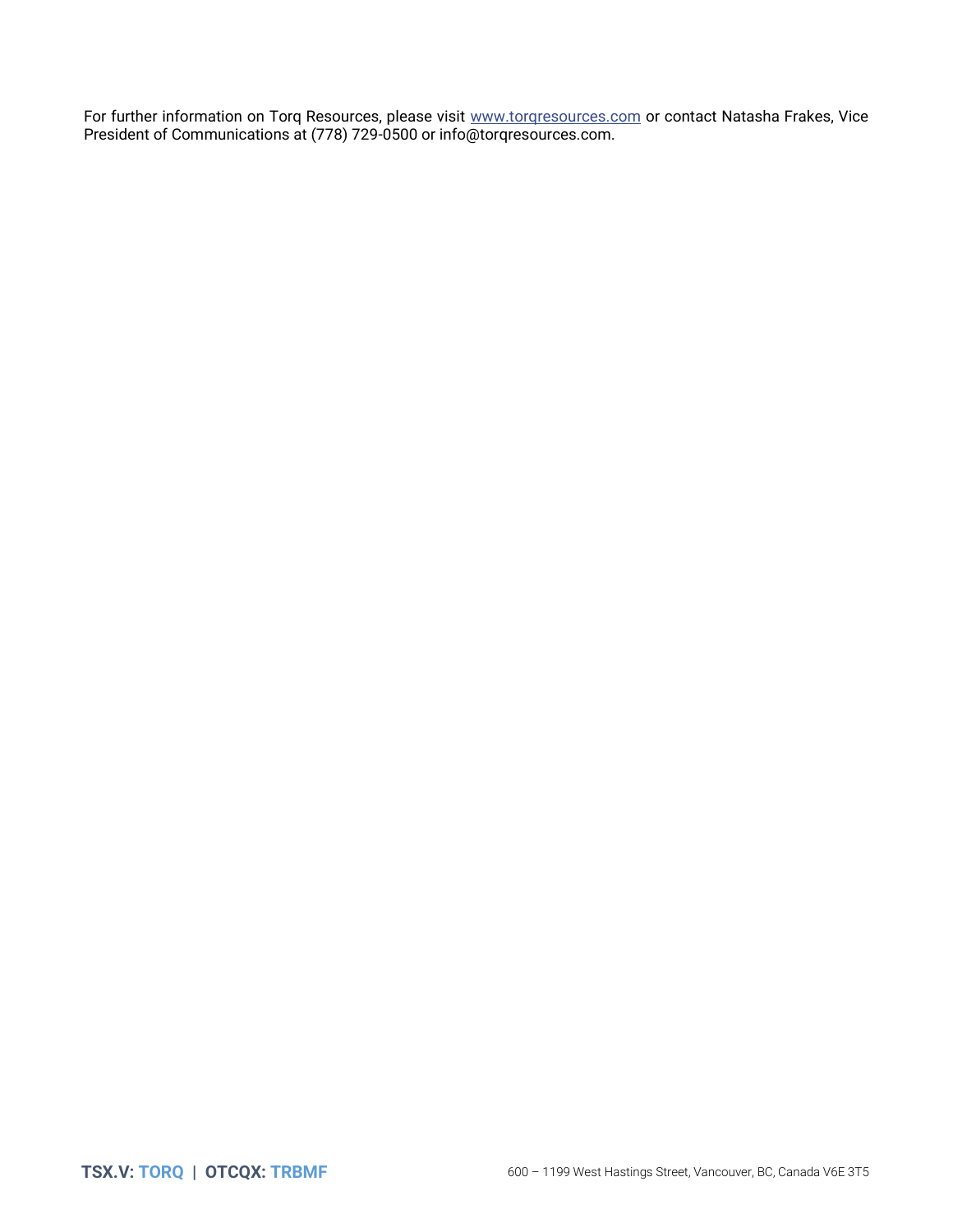For further information on Torq Resources, please visit [www.torqresources.com](http://www.torqresources.com) or contact Natasha Frakes, Vice President of Communications at (778) 729-0500 or info@torqresources.com.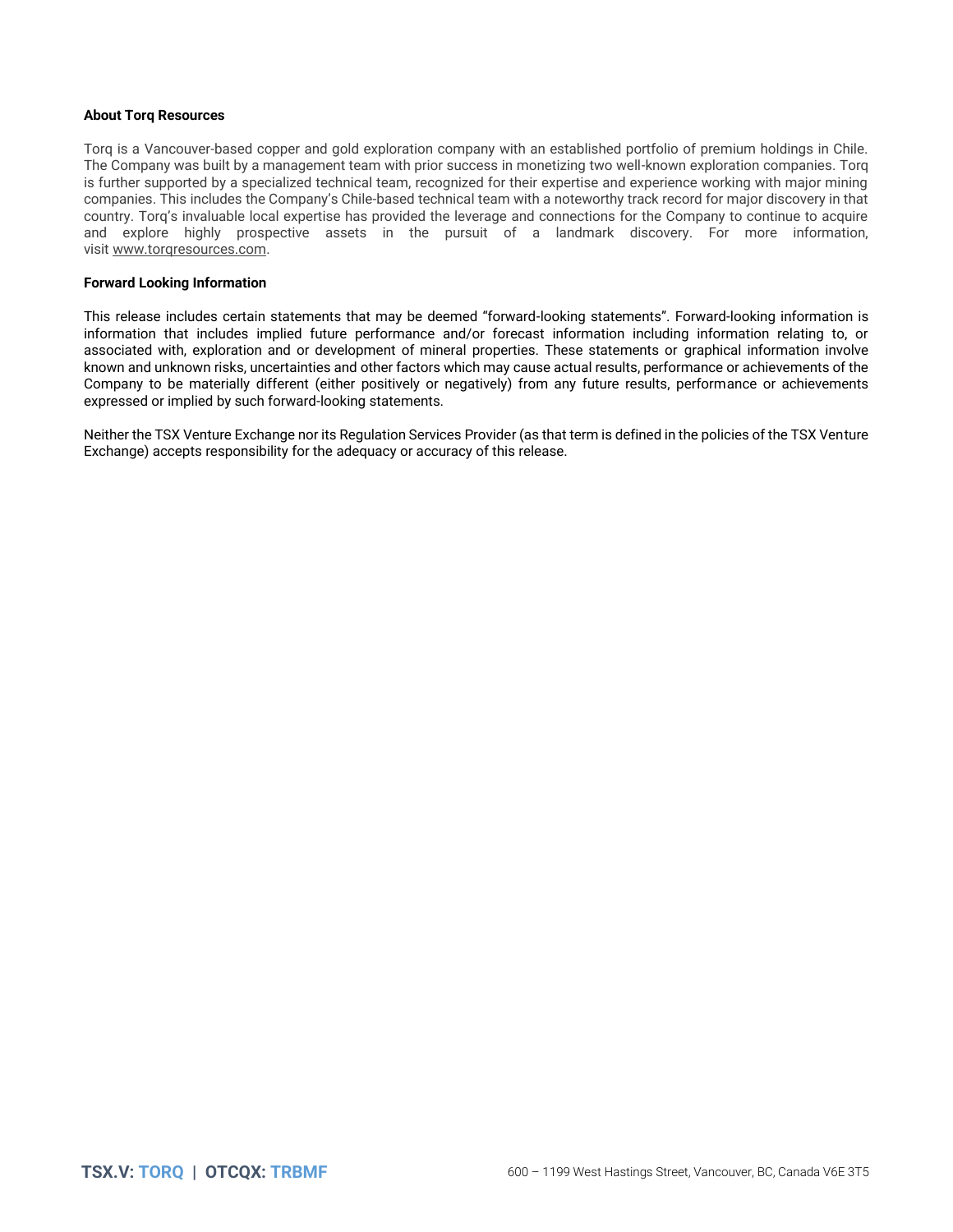**About Torq Resources**

Torq is a Vancouver-based copper and gold exploration company with an established portfolio of premium holdings in Chile. The Company was built by a management team with prior success in monetizing two well-known exploration companies. Torq is further supported by a specialized technical team, recognized for their expertise and experience working with major mining companies. This includes the Company's Chile-based technical team with a noteworthy track record for major discovery in that country. Torq's invaluable local expertise has provided the leverage and connections for the Company to continue to acquire and explore highly prospective assets in the pursuit of a landmark discovery. For more information, visit www.torqresources.com.

**Forward Looking Information**

This release includes certain statements that may be deemed "forward-looking statements". Forward-looking information is information that includes implied future performance and/or forecast information including information relating to, or associated with, exploration and or development of mineral properties. These statements or graphical information involve known and unknown risks, uncertainties and other factors which may cause actual results, performance or achievements of the Company to be materially different (either positively or negatively) from any future results, performance or achievements expressed or implied by such forward-looking statements.

Neither the TSX Venture Exchange nor its Regulation Services Provider (as that term is defined in the policies of the TSX Venture Exchange) accepts responsibility for the adequacy or accuracy of this release.